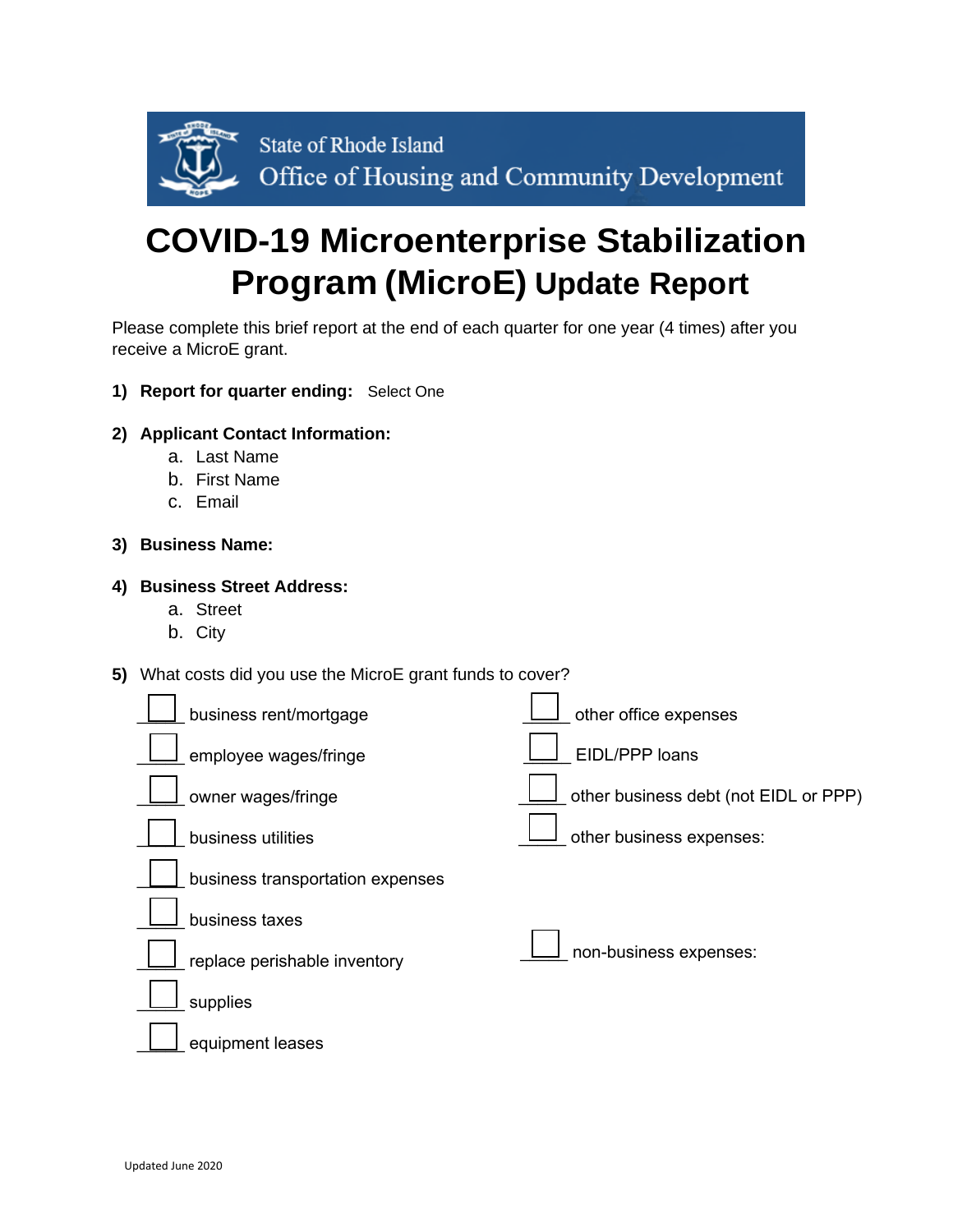State of Rhode Island
Office of Housing and Community Development

# COVID-19 Microenterprise Stabilization Program (MicroE) Update Report

Please complete this brief report at the end of each quarter for one year (4 times) after you receive a MicroE grant.

1) **Report for quarter ending:** Select One

2) **Applicant Contact Information:**
   a. Last Name
   b. First Name
   c. Email

3) **Business Name:**

4) **Business Street Address:**
   a. Street
   b. City

5) What costs did you use the MicroE grant funds to cover?

- ☐ business rent/mortgage
- ☐ employee wages/fringe
- ☐ owner wages/fringe
- ☐ business utilities
- ☐ business transportation expenses
- ☐ business taxes
- ☐ replace perishable inventory
- ☐ supplies
- ☐ equipment leases
- ☐ other office expenses
- ☐ EIDL/PPP loans
- ☐ other business debt (not EIDL or PPP)
- ☐ other business expenses:
- ☐ non-business expenses:

Updated June 2020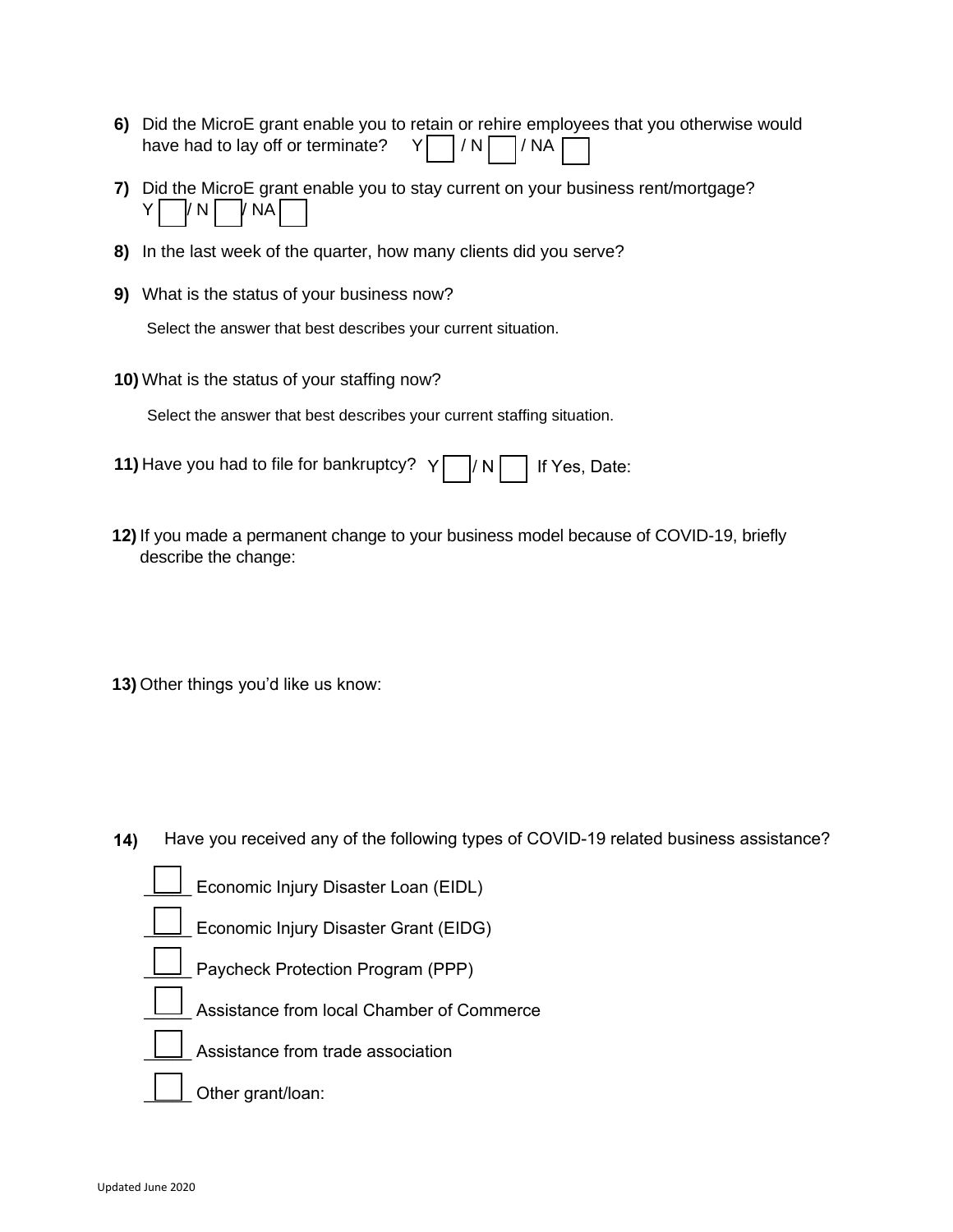6) Did the MicroE grant enable you to retain or rehire employees that you otherwise would have had to lay off or terminate? Y ☐ / N ☐ / NA ☐

7) Did the MicroE grant enable you to stay current on your business rent/mortgage? Y ☐ / N ☐ / NA ☐

8) In the last week of the quarter, how many clients did you serve?

9) What is the status of your business now?

Select the answer that best describes your current situation.

10) What is the status of your staffing now?

Select the answer that best describes your current staffing situation.

11) Have you had to file for bankruptcy? Y ☐ / N ☐ If Yes, Date:

12) If you made a permanent change to your business model because of COVID-19, briefly describe the change:

13) Other things you'd like us know:

14) Have you received any of the following types of COVID-19 related business assistance?

☐ Economic Injury Disaster Loan (EIDL)

☐ Economic Injury Disaster Grant (EIDG)

☐ Paycheck Protection Program (PPP)

☐ Assistance from local Chamber of Commerce

☐ Assistance from trade association

☐ Other grant/loan:

Updated June 2020